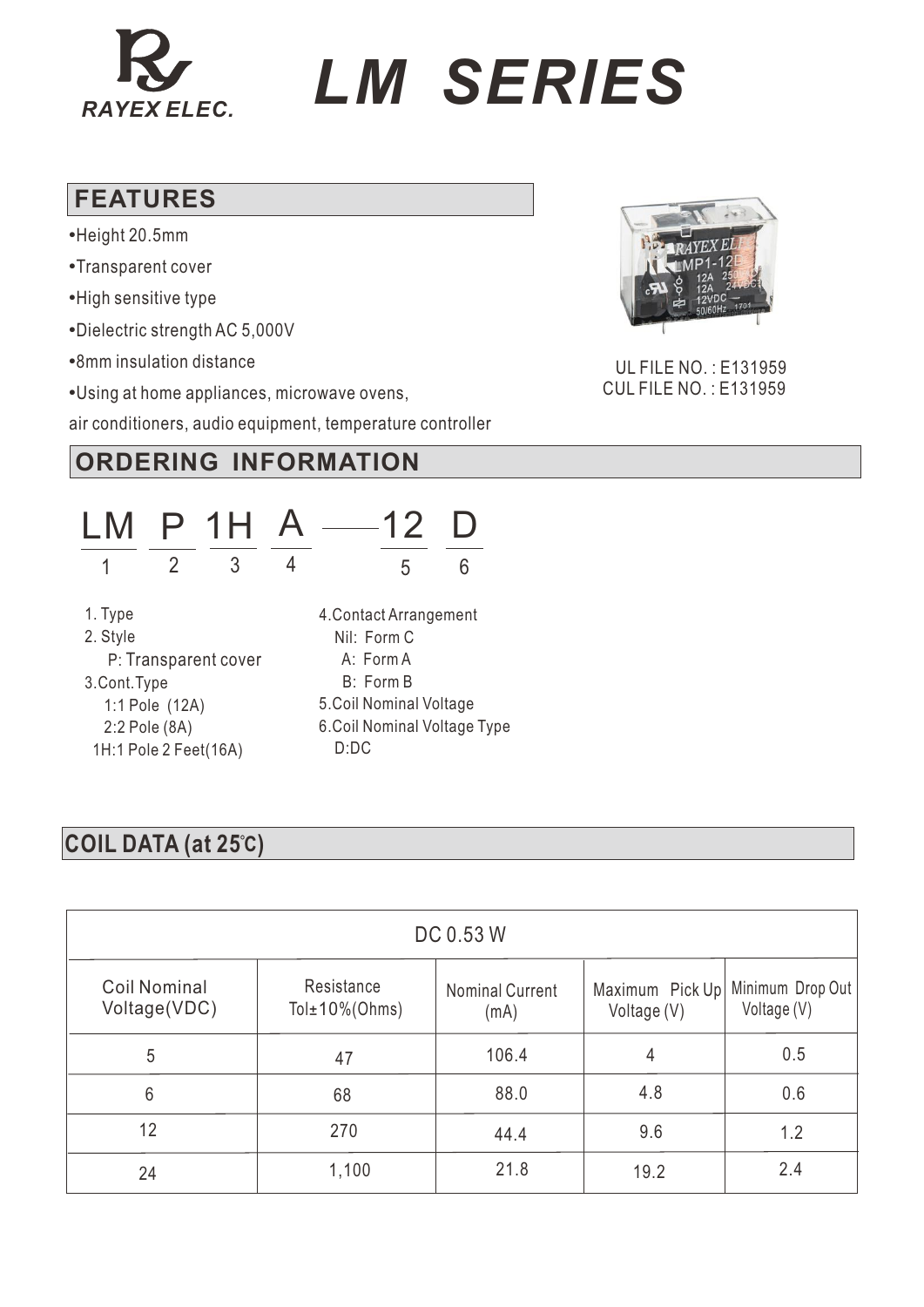RAYEX ELEC.

# LM SERIES

## FEATURES

- Height 20.5mm
- Transparent cover
- High sensitive type
- Dielectric strength AC 5,000V
- 8mm insulation distance
- Using at home appliances, microwave ovens, air conditioners, audio equipment, temperature controller

UL FILE NO. : E131959
CUL FILE NO. : E131959

## ORDERING INFORMATION

| LM | P | 1H | A | — | 12 | D |
|---|---|---|---|---|---|---|
| 1 | 2 | 3 | 4 | | 5 | 6 |

1. Type
2. Style
   - P: Transparent cover
3. Cont.Type
   - 1:1 Pole (12A)
   - 2:2 Pole (8A)
   - 1H:1 Pole 2 Feet(16A)
4. Contact Arrangement
   - Nil: Form C
   - A: Form A
   - B: Form B
5. Coil Nominal Voltage
6. Coil Nominal Voltage Type
   - D:DC

## COIL DATA (at 25℃)

| DC 0.53 W | | | | |
|---|---|---|---|---|
| Coil Nominal Voltage(VDC) | Resistance Tol±10%(Ohms) | Nominal Current (mA) | Maximum Pick Up Voltage (V) | Minimum Drop Out Voltage (V) |
| 5 | 47 | 106.4 | 4 | 0.5 |
| 6 | 68 | 88.0 | 4.8 | 0.6 |
| 12 | 270 | 44.4 | 9.6 | 1.2 |
| 24 | 1,100 | 21.8 | 19.2 | 2.4 |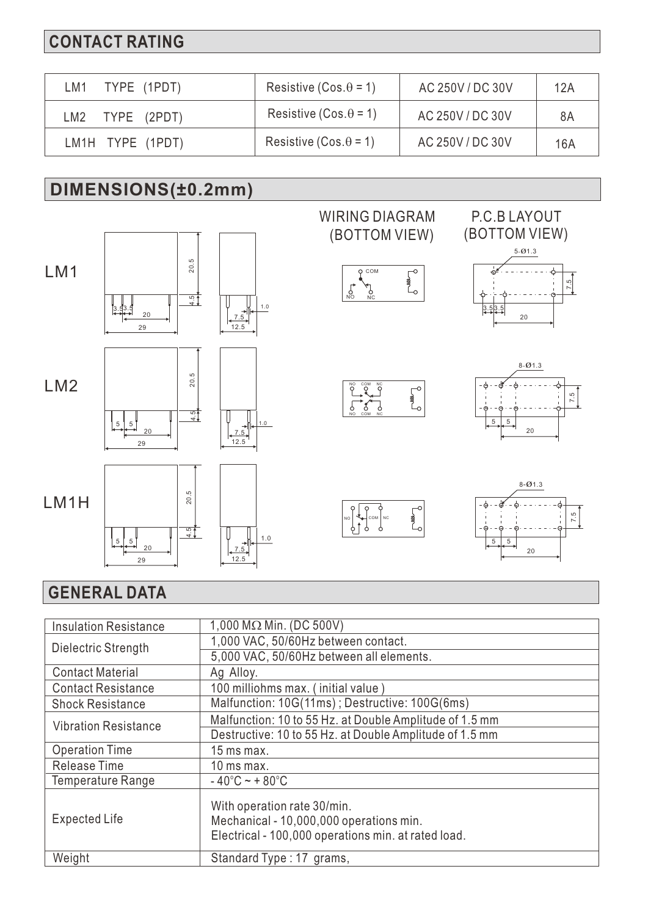## CONTACT RATING

| | | | |
|---|---|---|---|
| LM1 TYPE (1PDT) | Resistive (Cos.θ = 1) | AC 250V / DC 30V | 12A |
| LM2 TYPE (2PDT) | Resistive (Cos.θ = 1) | AC 250V / DC 30V | 8A |
| LM1H TYPE (1PDT) | Resistive (Cos.θ = 1) | AC 250V / DC 30V | 16A |

## DIMENSIONS(±0.2mm)

WIRING DIAGRAM (BOTTOM VIEW)

P.C.B LAYOUT (BOTTOM VIEW)

LM1

20.5
4.5
3.5 3.5
20
29
1.0
7.5
12.5
COM
NO NC
5-Ø1.3
7.5
3.5 3.5
20

LM2

20.5
4.5
5 5
20
29
1.0
7.5
12.5
NO COM NC
NO COM NC
8-Ø1.3
7.5
5 5
20

LM1H

20.5
4.5
5 5
20
29
1.0
7.5
12.5
NO COM NC
8-Ø1.3
7.5
5 5
20

## GENERAL DATA

| | |
|---|---|
| Insulation Resistance | 1,000 MΩ Min. (DC 500V) |
| Dielectric Strength | 1,000 VAC, 50/60Hz between contact. |
| | 5,000 VAC, 50/60Hz between all elements. |
| Contact Material | Ag Alloy. |
| Contact Resistance | 100 milliohms max. ( initial value ) |
| Shock Resistance | Malfunction: 10G(11ms) ; Destructive: 100G(6ms) |
| Vibration Resistance | Malfunction: 10 to 55 Hz. at Double Amplitude of 1.5 mm |
| | Destructive: 10 to 55 Hz. at Double Amplitude of 1.5 mm |
| Operation Time | 15 ms max. |
| Release Time | 10 ms max. |
| Temperature Range | - 40°C ~ + 80°C |
| Expected Life | With operation rate 30/min.<br>Mechanical - 10,000,000 operations min.<br>Electrical - 100,000 operations min. at rated load. |
| Weight | Standard Type : 17 grams, |